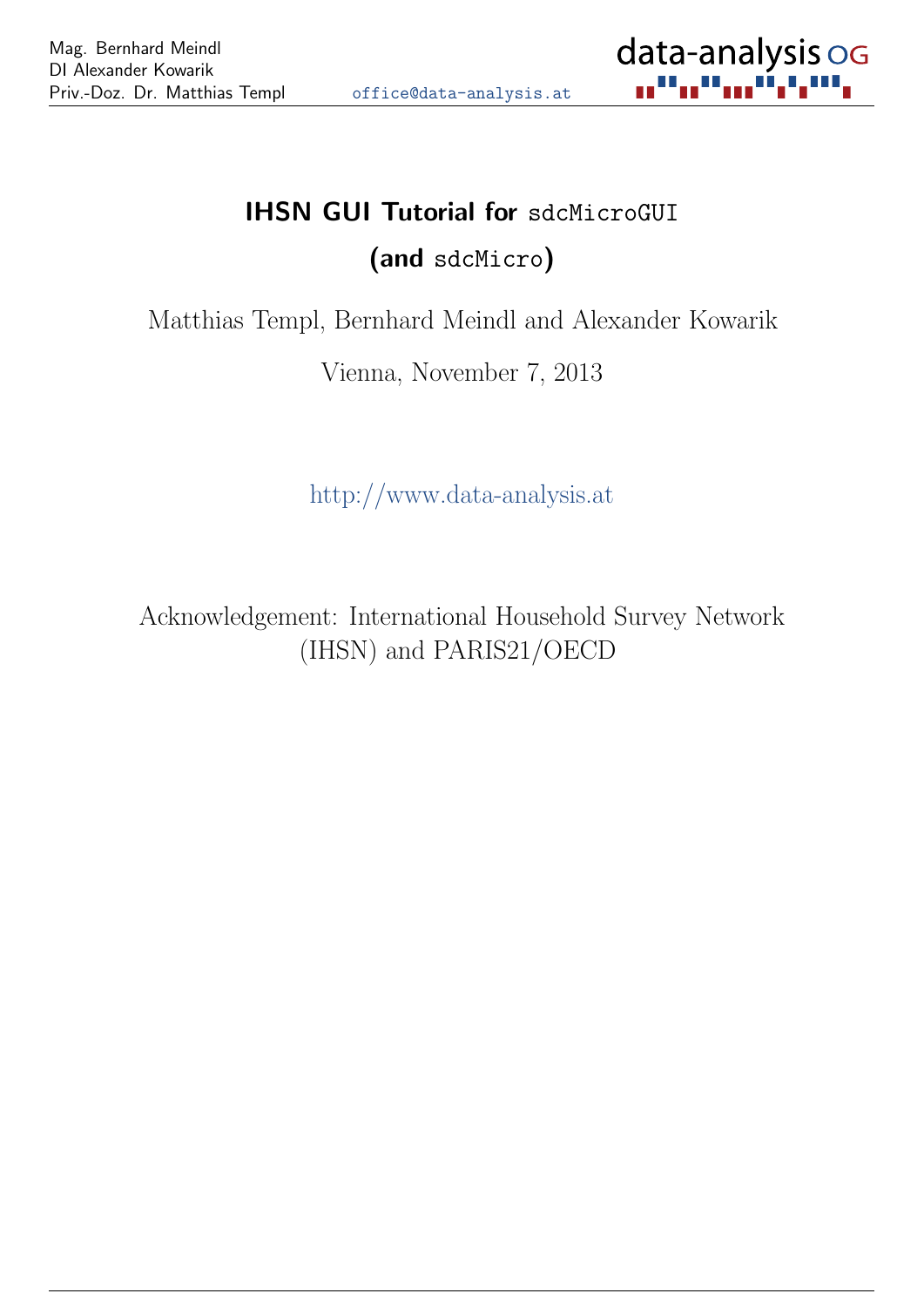# IHSN GUI Tutorial for `sdcMicroGUI` (and `sdcMicro`)

Matthias Templ, Bernhard Meindl and Alexander Kowarik

Vienna, November 7, 2013

http://www.data-analysis.at

Acknowledgement: International Household Survey Network (IHSN) and PARIS21/OECD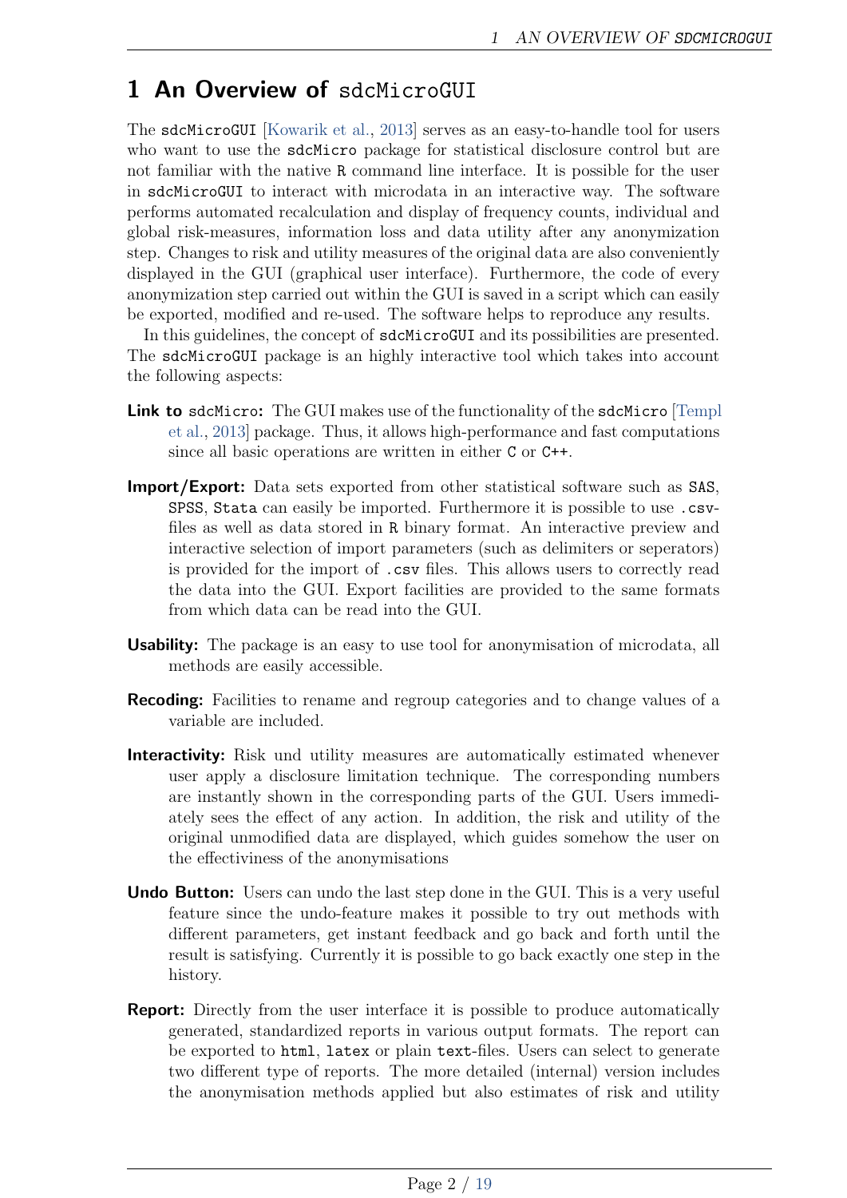# 1 An Overview of `sdcMicroGUI`

The `sdcMicroGUI` [Kowarik et al., 2013] serves as an easy-to-handle tool for users who want to use the `sdcMicro` package for statistical disclosure control but are not familiar with the native `R` command line interface. It is possible for the user in `sdcMicroGUI` to interact with microdata in an interactive way. The software performs automated recalculation and display of frequency counts, individual and global risk-measures, information loss and data utility after any anonymization step. Changes to risk and utility measures of the original data are also conveniently displayed in the GUI (graphical user interface). Furthermore, the code of every anonymization step carried out within the GUI is saved in a script which can easily be exported, modified and re-used. The software helps to reproduce any results.

In this guidelines, the concept of `sdcMicroGUI` and its possibilities are presented. The `sdcMicroGUI` package is an highly interactive tool which takes into account the following aspects:

**Link to `sdcMicro`:** The GUI makes use of the functionality of the `sdcMicro` [Templ et al., 2013] package. Thus, it allows high-performance and fast computations since all basic operations are written in either `C` or `C++`.

**Import/Export:** Data sets exported from other statistical software such as `SAS`, `SPSS`, `Stata` can easily be imported. Furthermore it is possible to use `.csv`-files as well as data stored in `R` binary format. An interactive preview and interactive selection of import parameters (such as delimiters or seperators) is provided for the import of `.csv` files. This allows users to correctly read the data into the GUI. Export facilities are provided to the same formats from which data can be read into the GUI.

**Usability:** The package is an easy to use tool for anonymisation of microdata, all methods are easily accessible.

**Recoding:** Facilities to rename and regroup categories and to change values of a variable are included.

**Interactivity:** Risk und utility measures are automatically estimated whenever user apply a disclosure limitation technique. The corresponding numbers are instantly shown in the corresponding parts of the GUI. Users immediately sees the effect of any action. In addition, the risk and utility of the original unmodified data are displayed, which guides somehow the user on the effectiviness of the anonymisations

**Undo Button:** Users can undo the last step done in the GUI. This is a very useful feature since the undo-feature makes it possible to try out methods with different parameters, get instant feedback and go back and forth until the result is satisfying. Currently it is possible to go back exactly one step in the history.

**Report:** Directly from the user interface it is possible to produce automatically generated, standardized reports in various output formats. The report can be exported to `html`, `latex` or plain `text`-files. Users can select to generate two different type of reports. The more detailed (internal) version includes the anonymisation methods applied but also estimates of risk and utility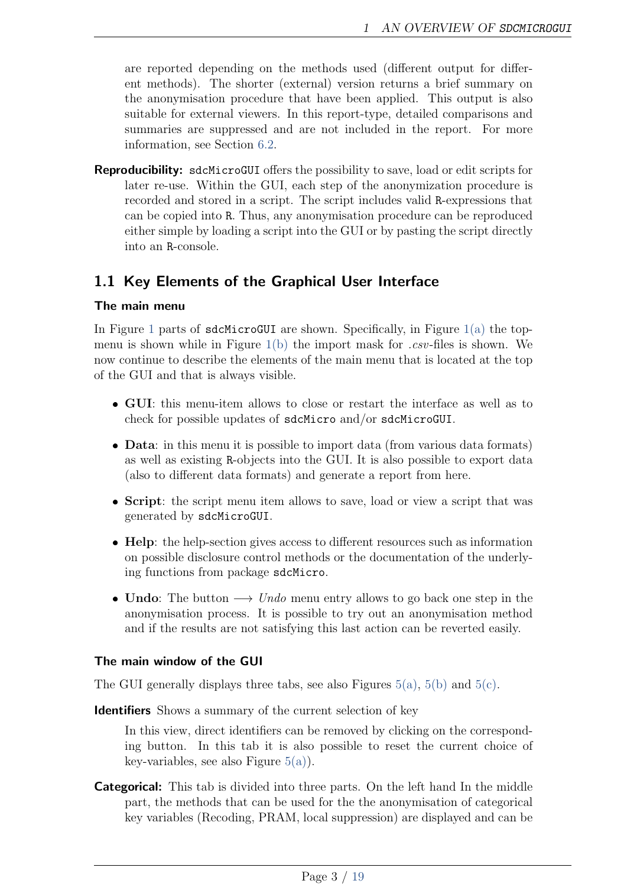are reported depending on the methods used (different output for different methods). The shorter (external) version returns a brief summary on the anonymisation procedure that have been applied. This output is also suitable for external viewers. In this report-type, detailed comparisons and summaries are suppressed and are not included in the report. For more information, see Section 6.2.

**Reproducibility:** `sdcMicroGUI` offers the possibility to save, load or edit scripts for later re-use. Within the GUI, each step of the anonymization procedure is recorded and stored in a script. The script includes valid `R`-expressions that can be copied into `R`. Thus, any anonymisation procedure can be reproduced either simple by loading a script into the GUI or by pasting the script directly into an `R`-console.

## 1.1 Key Elements of the Graphical User Interface

### The main menu

In Figure 1 parts of `sdcMicroGUI` are shown. Specifically, in Figure 1(a) the top-menu is shown while in Figure 1(b) the import mask for *.csv*-files is shown. We now continue to describe the elements of the main menu that is located at the top of the GUI and that is always visible.

- **GUI**: this menu-item allows to close or restart the interface as well as to check for possible updates of `sdcMicro` and/or `sdcMicroGUI`.
- **Data**: in this menu it is possible to import data (from various data formats) as well as existing `R`-objects into the GUI. It is also possible to export data (also to different data formats) and generate a report from here.
- **Script**: the script menu item allows to save, load or view a script that was generated by `sdcMicroGUI`.
- **Help**: the help-section gives access to different resources such as information on possible disclosure control methods or the documentation of the underlying functions from package `sdcMicro`.
- **Undo**: The button ⟶ *Undo* menu entry allows to go back one step in the anonymisation process. It is possible to try out an anonymisation method and if the results are not satisfying this last action can be reverted easily.

### The main window of the GUI

The GUI generally displays three tabs, see also Figures 5(a), 5(b) and 5(c).

**Identifiers** Shows a summary of the current selection of key

In this view, direct identifiers can be removed by clicking on the corresponding button. In this tab it is also possible to reset the current choice of key-variables, see also Figure 5(a)).

**Categorical:** This tab is divided into three parts. On the left hand In the middle part, the methods that can be used for the the anonymisation of categorical key variables (Recoding, PRAM, local suppression) are displayed and can be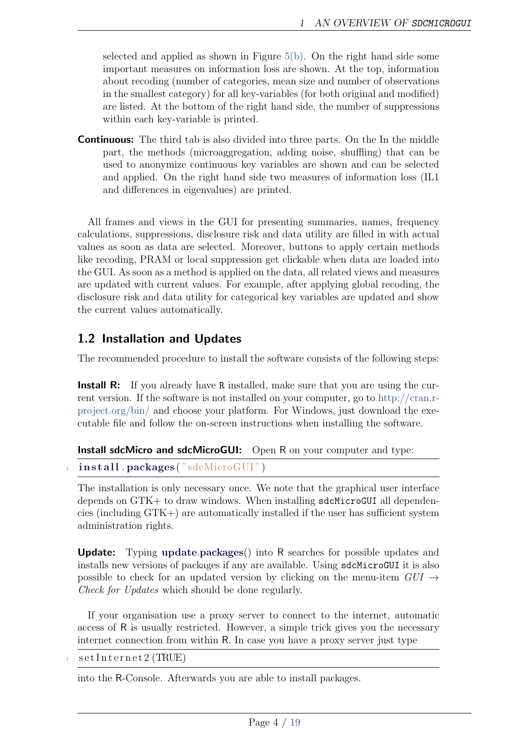selected and applied as shown in Figure 5(b). On the right hand side some important measures on information loss are shown. At the top, information about recoding (number of categories, mean size and number of observations in the smallest category) for all key-variables (for both original and modified) are listed. At the bottom of the right hand side, the number of suppressions within each key-variable is printed.

**Continuous:** The third tab is also divided into three parts. On the In the middle part, the methods (microaggregation, adding noise, shuffling) that can be used to anonymize continuous key variables are shown and can be selected and applied. On the right hand side two measures of information loss (IL1 and differences in eigenvalues) are printed.

All frames and views in the GUI for presenting summaries, names, frequency calculations, suppressions, disclosure risk and data utility are filled in with actual values as soon as data are selected. Moreover, buttons to apply certain methods like recoding, PRAM or local suppression get clickable when data are loaded into the GUI. As soon as a method is applied on the data, all related views and measures are updated with current values. For example, after applying global recoding, the disclosure risk and data utility for categorical key variables are updated and show the current values automatically.

## 1.2 Installation and Updates

The recommended procedure to install the software consists of the following steps:

**Install R:** If you already have R installed, make sure that you are using the current version. If the software is not installed on your computer, go to http://cran.r-project.org/bin/ and choose your platform. For Windows, just download the executable file and follow the on-screen instructions when installing the software.

**Install sdcMicro and sdcMicroGUI:** Open R on your computer and type:

```
install.packages("sdcMicroGUI")
```

The installation is only necessary once. We note that the graphical user interface depends on GTK+ to draw windows. When installing `sdcMicroGUI` all dependencies (including GTK+) are automatically installed if the user has sufficient system administration rights.

**Update:** Typing **update.packages**() into R searches for possible updates and installs new versions of packages if any are available. Using `sdcMicroGUI` it is also possible to check for an updated version by clicking on the menu-item *GUI* → *Check for Updates* which should be done regularly.

If your organisation use a proxy server to connect to the internet, automatic access of R is usually restricted. However, a simple trick gives you the necessary internet connection from within R. In case you have a proxy server just type

```
setInternet2(TRUE)
```

into the R-Console. Afterwards you are able to install packages.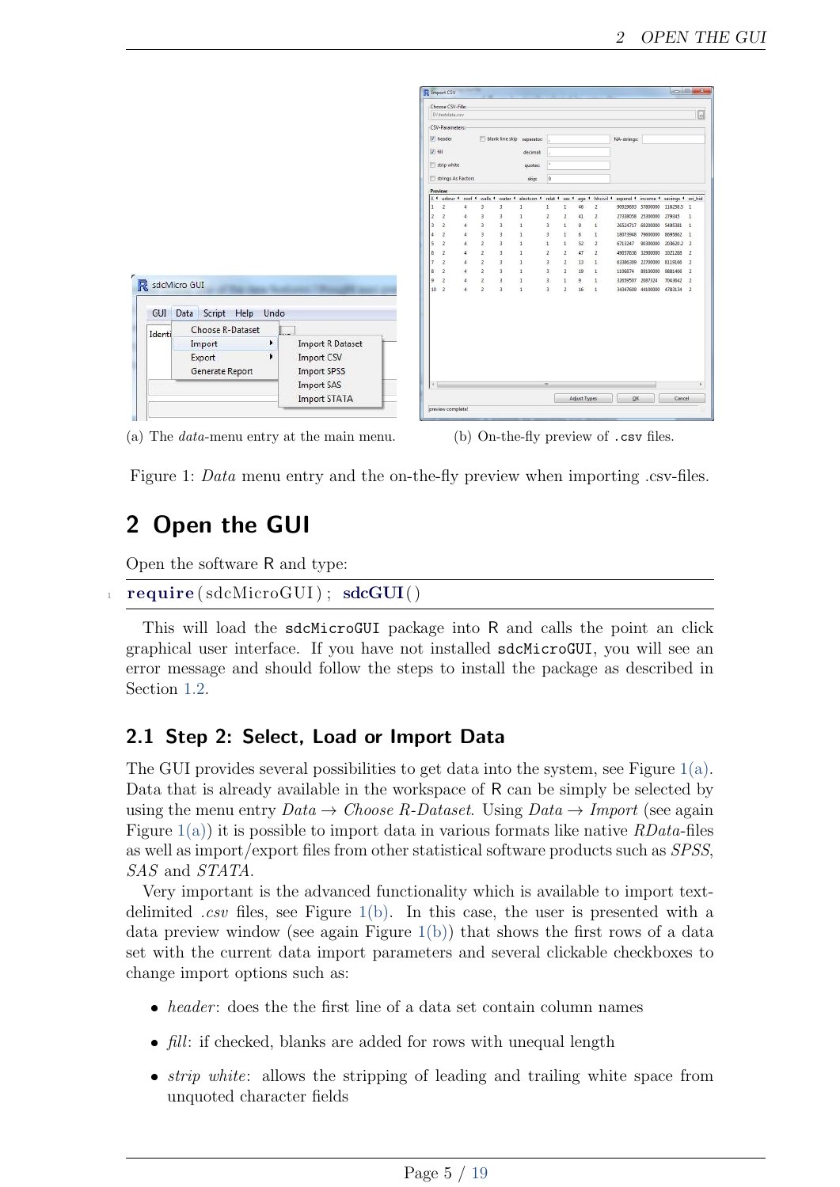(a) The *data*-menu entry at the main menu.

(b) On-the-fly preview of `.csv` files.

Figure 1: *Data* menu entry and the on-the-fly preview when importing .csv-files.

## 2 Open the GUI

Open the software R and type:

```
require(sdcMicroGUI); sdcGUI()
```

This will load the `sdcMicroGUI` package into R and calls the point an click graphical user interface. If you have not installed `sdcMicroGUI`, you will see an error message and should follow the steps to install the package as described in Section 1.2.

### 2.1 Step 2: Select, Load or Import Data

The GUI provides several possibilities to get data into the system, see Figure 1(a). Data that is already available in the workspace of R can be simply be selected by using the menu entry *Data* → *Choose R-Dataset*. Using *Data* → *Import* (see again Figure 1(a)) it is possible to import data in various formats like native *RData*-files as well as import/export files from other statistical software products such as *SPSS*, *SAS* and *STATA*.

Very important is the advanced functionality which is available to import text-delimited *.csv* files, see Figure 1(b). In this case, the user is presented with a data preview window (see again Figure 1(b)) that shows the first rows of a data set with the current data import parameters and several clickable checkboxes to change import options such as:

- *header*: does the the first line of a data set contain column names
- *fill*: if checked, blanks are added for rows with unequal length
- *strip white*: allows the stripping of leading and trailing white space from unquoted character fields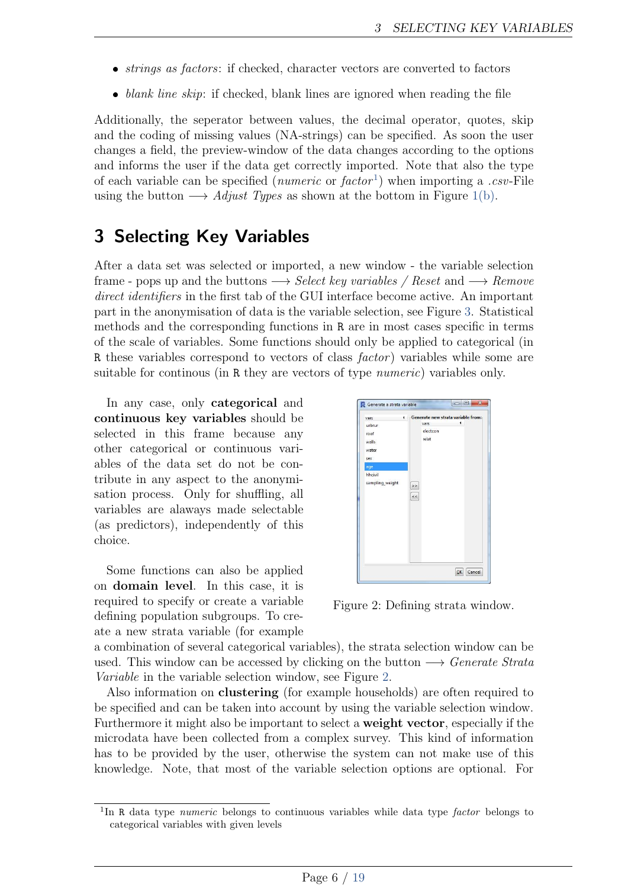- *strings as factors*: if checked, character vectors are converted to factors
- *blank line skip*: if checked, blank lines are ignored when reading the file

Additionally, the seperator between values, the decimal operator, quotes, skip and the coding of missing values (NA-strings) can be specified. As soon the user changes a field, the preview-window of the data changes according to the options and informs the user if the data get correctly imported. Note that also the type of each variable can be specified (*numeric* or *factor*[1]) when importing a *.csv*-File using the button ⟶ *Adjust Types* as shown at the bottom in Figure 1(b).

# 3 Selecting Key Variables

After a data set was selected or imported, a new window - the variable selection frame - pops up and the buttons ⟶ *Select key variables / Reset* and ⟶ *Remove direct identifiers* in the first tab of the GUI interface become active. An important part in the anonymisation of data is the variable selection, see Figure 3. Statistical methods and the corresponding functions in R are in most cases specific in terms of the scale of variables. Some functions should only be applied to categorical (in R these variables correspond to vectors of class *factor*) variables while some are suitable for continous (in R they are vectors of type *numeric*) variables only.

In any case, only **categorical** and **continuous key variables** should be selected in this frame because any other categorical or continuous variables of the data set do not be contribute in any aspect to the anonymisation process. Only for shuffling, all variables are alaways made selectable (as predictors), independently of this choice.

Figure 2: Defining strata window.

Some functions can also be applied on **domain level**. In this case, it is required to specify or create a variable defining population subgroups. To create a new strata variable (for example a combination of several categorical variables), the strata selection window can be used. This window can be accessed by clicking on the button ⟶ *Generate Strata Variable* in the variable selection window, see Figure 2.

Also information on **clustering** (for example households) are often required to be specified and can be taken into account by using the variable selection window. Furthermore it might also be important to select a **weight vector**, especially if the microdata have been collected from a complex survey. This kind of information has to be provided by the user, otherwise the system can not make use of this knowledge. Note, that most of the variable selection options are optional. For

[1] In R data type *numeric* belongs to continuous variables while data type *factor* belongs to categorical variables with given levels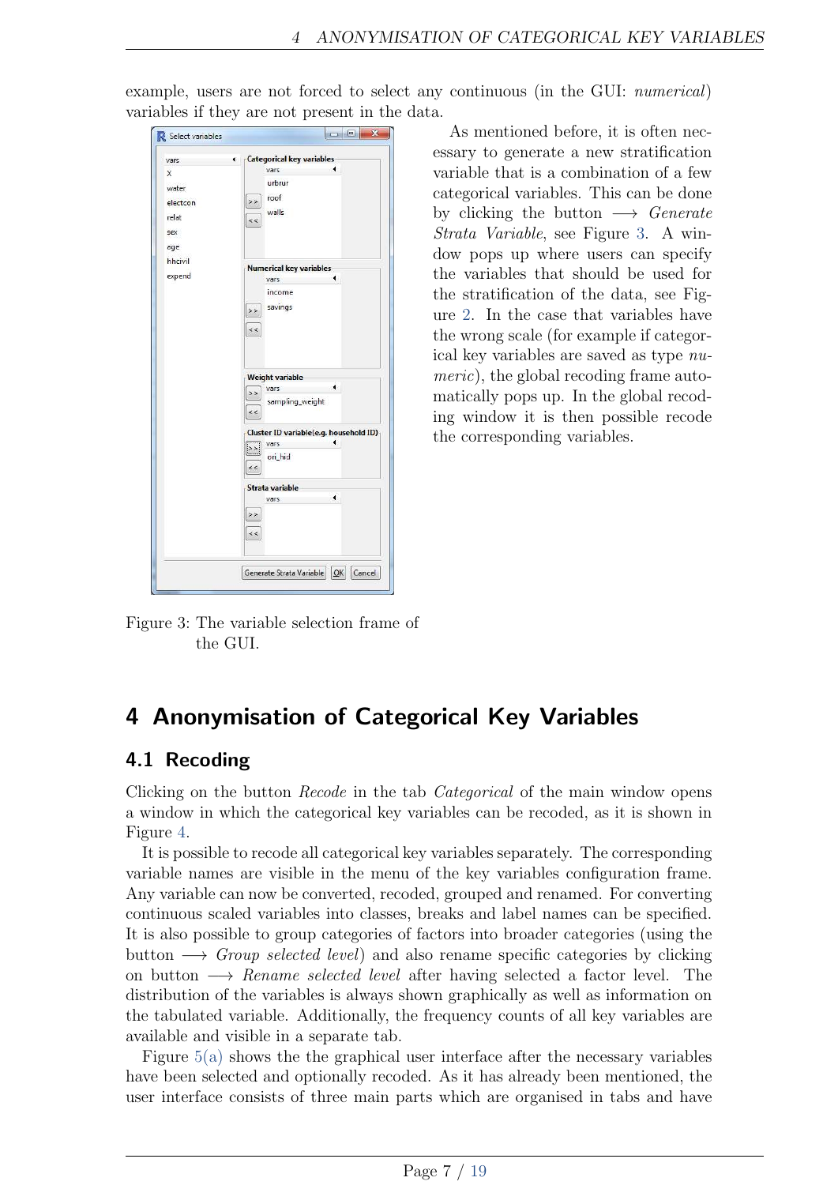example, users are not forced to select any continuous (in the GUI: *numerical*) variables if they are not present in the data.

As mentioned before, it is often necessary to generate a new stratification variable that is a combination of a few categorical variables. This can be done by clicking the button ⟶ *Generate Strata Variable*, see Figure 3. A window pops up where users can specify the variables that should be used for the stratification of the data, see Figure 2. In the case that variables have the wrong scale (for example if categorical key variables are saved as type *numeric*), the global recoding frame automatically pops up. In the global recoding window it is then possible recode the corresponding variables.

Figure 3: The variable selection frame of the GUI.

# 4 Anonymisation of Categorical Key Variables

## 4.1 Recoding

Clicking on the button *Recode* in the tab *Categorical* of the main window opens a window in which the categorical key variables can be recoded, as it is shown in Figure 4.

It is possible to recode all categorical key variables separately. The corresponding variable names are visible in the menu of the key variables configuration frame. Any variable can now be converted, recoded, grouped and renamed. For converting continuous scaled variables into classes, breaks and label names can be specified. It is also possible to group categories of factors into broader categories (using the button ⟶ *Group selected level*) and also rename specific categories by clicking on button ⟶ *Rename selected level* after having selected a factor level. The distribution of the variables is always shown graphically as well as information on the tabulated variable. Additionally, the frequency counts of all key variables are available and visible in a separate tab.

Figure 5(a) shows the the graphical user interface after the necessary variables have been selected and optionally recoded. As it has already been mentioned, the user interface consists of three main parts which are organised in tabs and have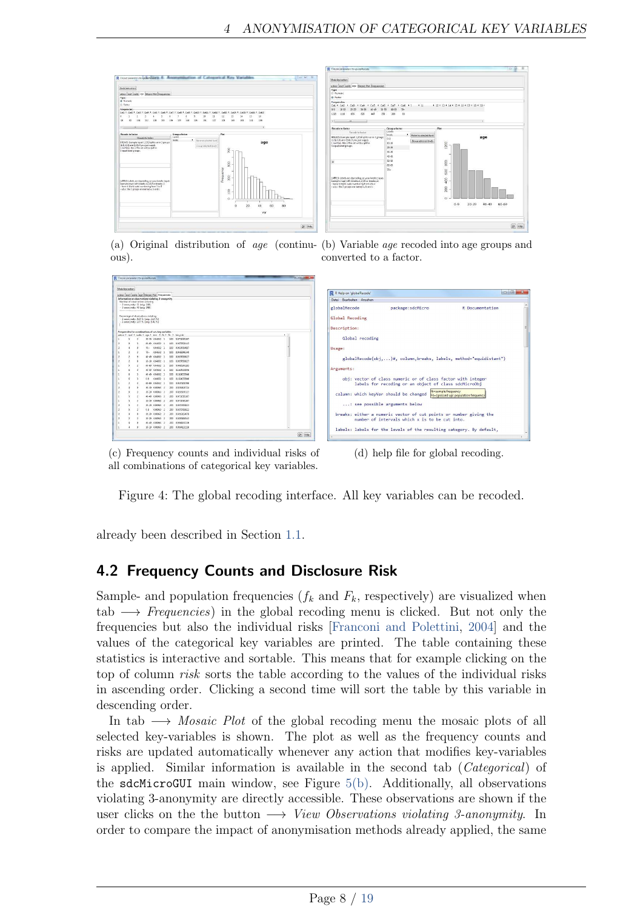(a) Original distribution of *age* (continuous).

(b) Variable *age* recoded into age groups and converted to a factor.

(c) Frequency counts and individual risks of all combinations of categorical key variables.

(d) help file for global recoding.

Figure 4: The global recoding interface. All key variables can be recoded.

already been described in Section 1.1.

## 4.2 Frequency Counts and Disclosure Risk

Sample- and population frequencies ($f_k$ and $F_k$, respectively) are visualized when tab ⟶ *Frequencies*) in the global recoding menu is clicked. But not only the frequencies but also the individual risks [Franconi and Polettini, 2004] and the values of the categorical key variables are printed. The table containing these statistics is interactive and sortable. This means that for example clicking on the top of column *risk* sorts the table according to the values of the individual risks in ascending order. Clicking a second time will sort the table by this variable in descending order.

In tab ⟶ *Mosaic Plot* of the global recoding menu the mosaic plots of all selected key-variables is shown. The plot as well as the frequency counts and risks are updated automatically whenever any action that modifies key-variables is applied. Similar information is available in the second tab (*Categorical*) of the `sdcMicroGUI` main window, see Figure 5(b). Additionally, all observations violating 3-anonymity are directly accessible. These observations are shown if the user clicks on the the button ⟶ *View Observations violating 3-anonymity*. In order to compare the impact of anonymisation methods already applied, the same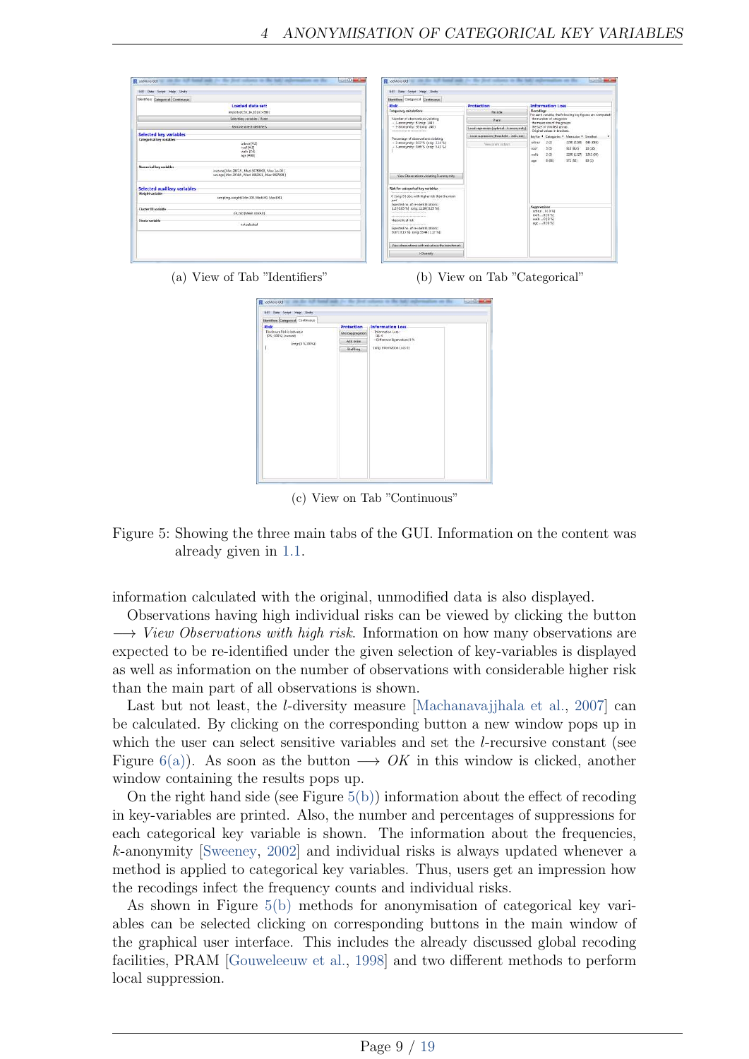(a) View of Tab "Identifiers"

(b) View on Tab "Categorical"

(c) View on Tab "Continuous"

Figure 5: Showing the three main tabs of the GUI. Information on the content was already given in 1.1.

information calculated with the original, unmodified data is also displayed.

Observations having high individual risks can be viewed by clicking the button $\longrightarrow$ *View Observations with high risk*. Information on how many observations are expected to be re-identified under the given selection of key-variables is displayed as well as information on the number of observations with considerable higher risk than the main part of all observations is shown.

Last but not least, the $l$-diversity measure [Machanavajjhala et al., 2007] can be calculated. By clicking on the corresponding button a new window pops up in which the user can select sensitive variables and set the $l$-recursive constant (see Figure 6(a)). As soon as the button $\longrightarrow$ *OK* in this window is clicked, another window containing the results pops up.

On the right hand side (see Figure 5(b)) information about the effect of recoding in key-variables are printed. Also, the number and percentages of suppressions for each categorical key variable is shown. The information about the frequencies, $k$-anonymity [Sweeney, 2002] and individual risks is always updated whenever a method is applied to categorical key variables. Thus, users get an impression how the recodings infect the frequency counts and individual risks.

As shown in Figure 5(b) methods for anonymisation of categorical key variables can be selected clicking on corresponding buttons in the main window of the graphical user interface. This includes the already discussed global recoding facilities, PRAM [Gouweleeuw et al., 1998] and two different methods to perform local suppression.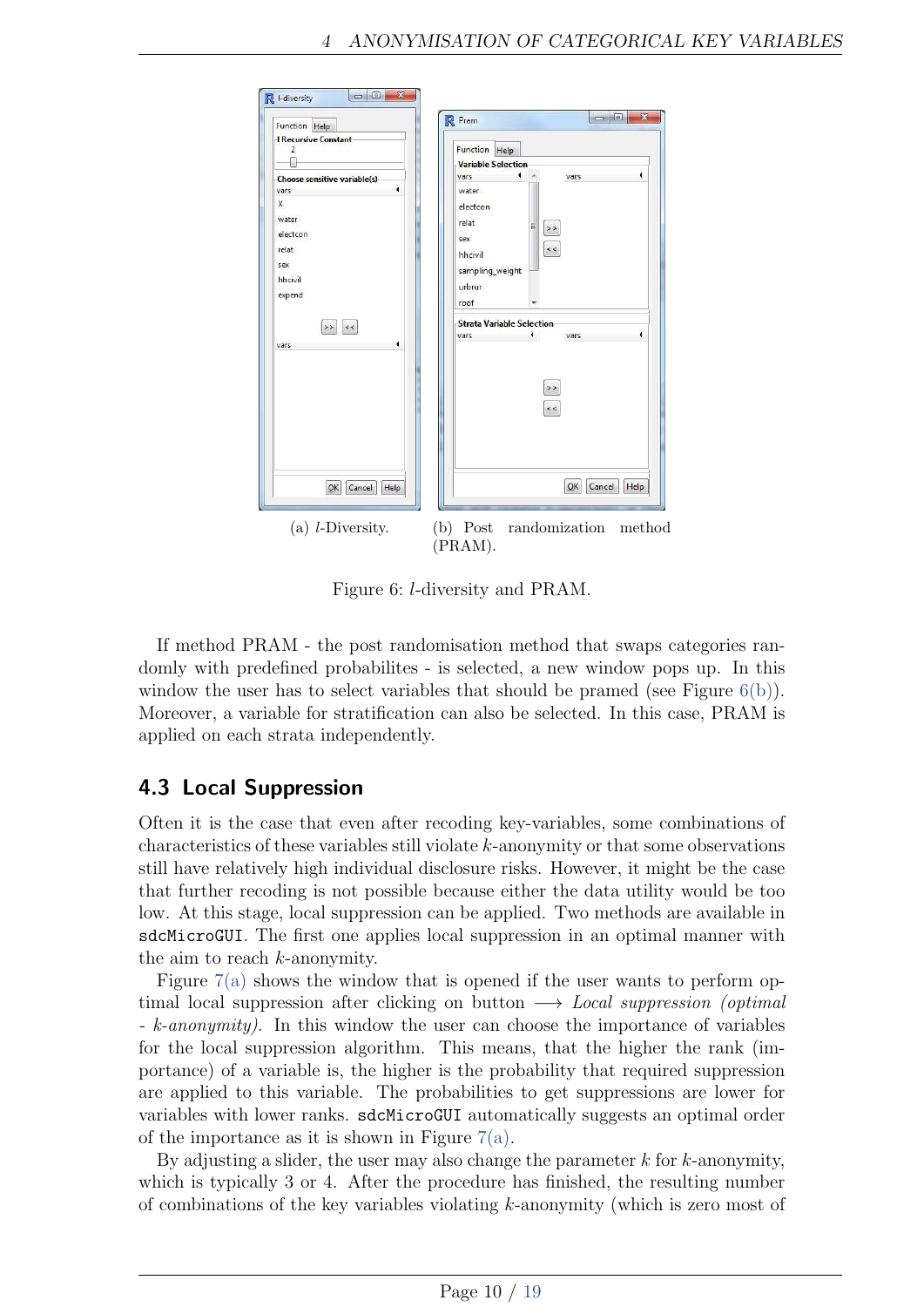(a) $l$-Diversity. (b) Post randomization method (PRAM).

Figure 6: $l$-diversity and PRAM.

If method PRAM - the post randomisation method that swaps categories randomly with predefined probabilites - is selected, a new window pops up. In this window the user has to select variables that should be pramed (see Figure 6(b)). Moreover, a variable for stratification can also be selected. In this case, PRAM is applied on each strata independently.

## 4.3 Local Suppression

Often it is the case that even after recoding key-variables, some combinations of characteristics of these variables still violate $k$-anonymity or that some observations still have relatively high individual disclosure risks. However, it might be the case that further recoding is not possible because either the data utility would be too low. At this stage, local suppression can be applied. Two methods are available in `sdcMicroGUI`. The first one applies local suppression in an optimal manner with the aim to reach $k$-anonymity.

Figure 7(a) shows the window that is opened if the user wants to perform optimal local suppression after clicking on button $\longrightarrow$ *Local suppression (optimal - k-anonymity)*. In this window the user can choose the importance of variables for the local suppression algorithm. This means, that the higher the rank (importance) of a variable is, the higher is the probability that required suppression are applied to this variable. The probabilities to get suppressions are lower for variables with lower ranks. `sdcMicroGUI` automatically suggests an optimal order of the importance as it is shown in Figure 7(a).

By adjusting a slider, the user may also change the parameter $k$ for $k$-anonymity, which is typically 3 or 4. After the procedure has finished, the resulting number of combinations of the key variables violating $k$-anonymity (which is zero most of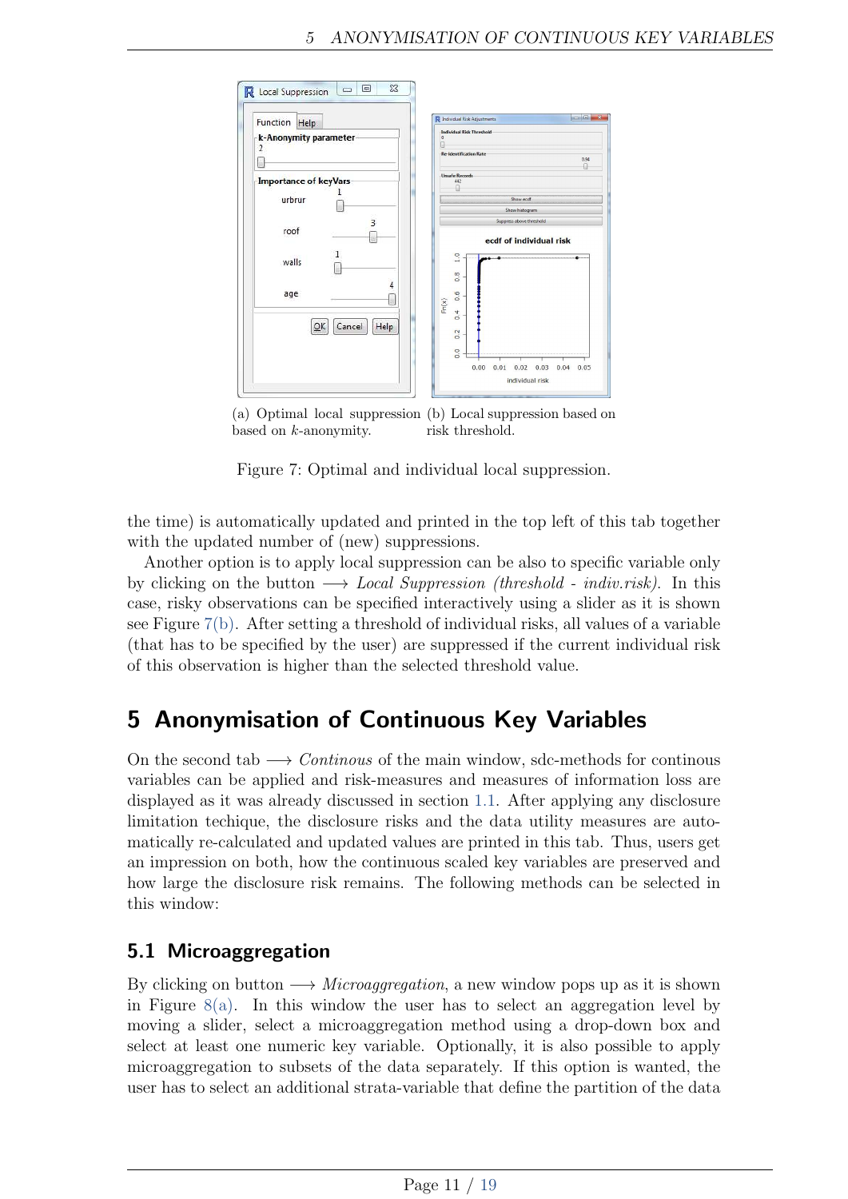(a) Optimal local suppression based on $k$-anonymity.

(b) Local suppression based on risk threshold.

Figure 7: Optimal and individual local suppression.

the time) is automatically updated and printed in the top left of this tab together with the updated number of (new) suppressions.

Another option is to apply local suppression can be also to specific variable only by clicking on the button $\longrightarrow$ *Local Suppression (threshold - indiv.risk)*. In this case, risky observations can be specified interactively using a slider as it is shown see Figure 7(b). After setting a threshold of individual risks, all values of a variable (that has to be specified by the user) are suppressed if the current individual risk of this observation is higher than the selected threshold value.

# 5 Anonymisation of Continuous Key Variables

On the second tab $\longrightarrow$ *Continous* of the main window, sdc-methods for continous variables can be applied and risk-measures and measures of information loss are displayed as it was already discussed in section 1.1. After applying any disclosure limitation techique, the disclosure risks and the data utility measures are automatically re-calculated and updated values are printed in this tab. Thus, users get an impression on both, how the continuous scaled key variables are preserved and how large the disclosure risk remains. The following methods can be selected in this window:

## 5.1 Microaggregation

By clicking on button $\longrightarrow$ *Microaggregation*, a new window pops up as it is shown in Figure 8(a). In this window the user has to select an aggregation level by moving a slider, select a microaggregation method using a drop-down box and select at least one numeric key variable. Optionally, it is also possible to apply microaggregation to subsets of the data separately. If this option is wanted, the user has to select an additional strata-variable that define the partition of the data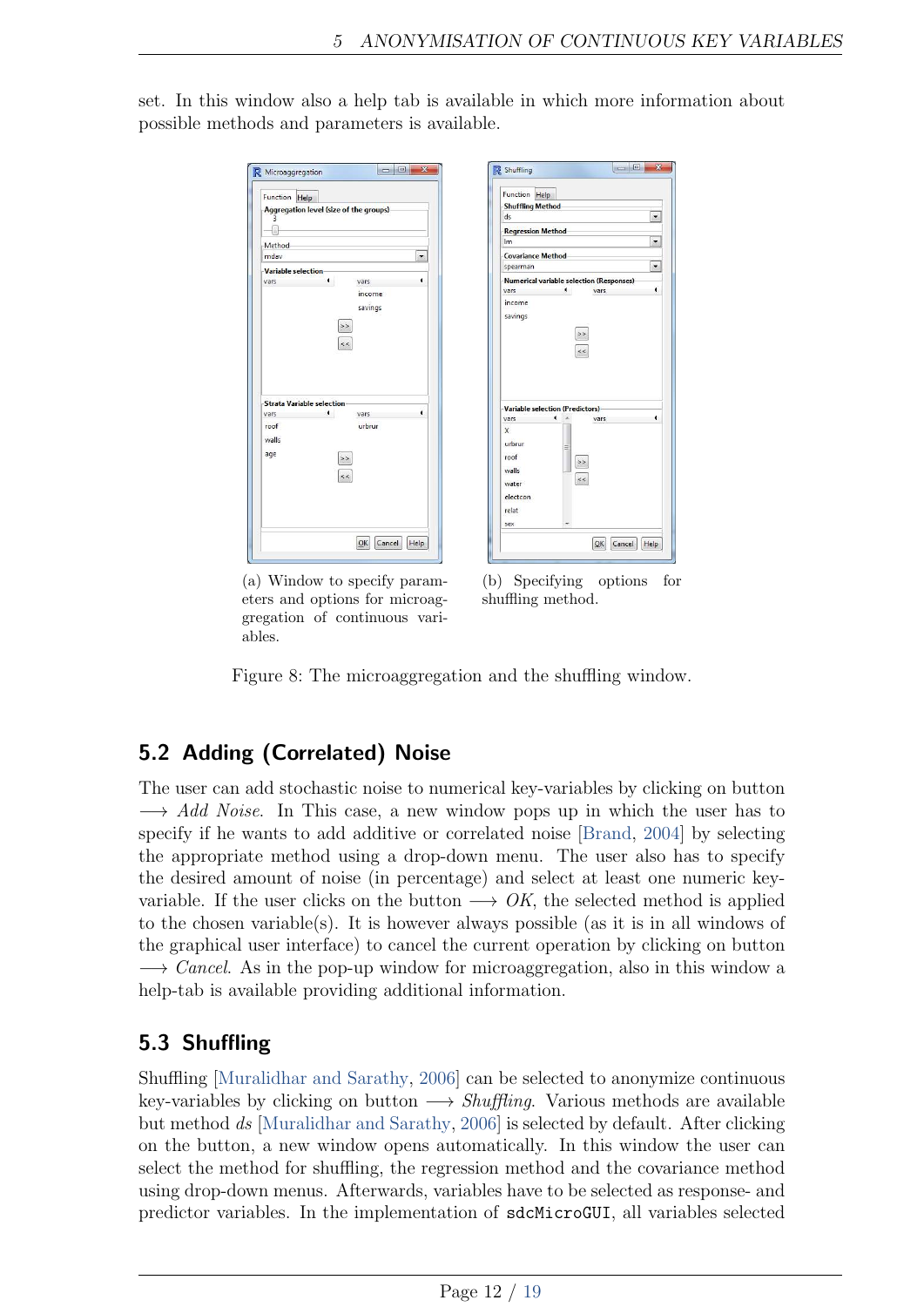set. In this window also a help tab is available in which more information about possible methods and parameters is available.

(a) Window to specify parameters and options for microaggregation of continuous variables.

(b) Specifying options for shuffling method.

Figure 8: The microaggregation and the shuffling window.

## 5.2 Adding (Correlated) Noise

The user can add stochastic noise to numerical key-variables by clicking on button ⟶ *Add Noise*. In This case, a new window pops up in which the user has to specify if he wants to add additive or correlated noise [Brand, 2004] by selecting the appropriate method using a drop-down menu. The user also has to specify the desired amount of noise (in percentage) and select at least one numeric key-variable. If the user clicks on the button ⟶ *OK*, the selected method is applied to the chosen variable(s). It is however always possible (as it is in all windows of the graphical user interface) to cancel the current operation by clicking on button ⟶ *Cancel*. As in the pop-up window for microaggregation, also in this window a help-tab is available providing additional information.

## 5.3 Shuffling

Shuffling [Muralidhar and Sarathy, 2006] can be selected to anonymize continuous key-variables by clicking on button ⟶ *Shuffling*. Various methods are available but method *ds* [Muralidhar and Sarathy, 2006] is selected by default. After clicking on the button, a new window opens automatically. In this window the user can select the method for shuffling, the regression method and the covariance method using drop-down menus. Afterwards, variables have to be selected as response- and predictor variables. In the implementation of `sdcMicroGUI`, all variables selected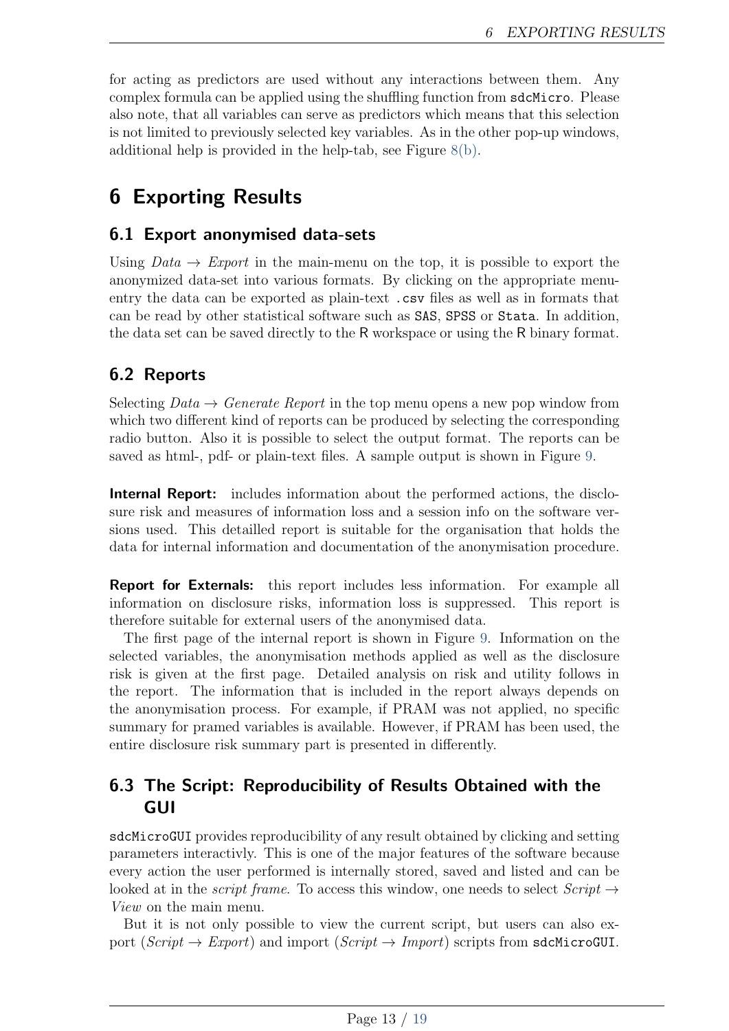for acting as predictors are used without any interactions between them. Any complex formula can be applied using the shuffling function from `sdcMicro`. Please also note, that all variables can serve as predictors which means that this selection is not limited to previously selected key variables. As in the other pop-up windows, additional help is provided in the help-tab, see Figure 8(b).

# 6 Exporting Results

## 6.1 Export anonymised data-sets

Using *Data* → *Export* in the main-menu on the top, it is possible to export the anonymized data-set into various formats. By clicking on the appropriate menu-entry the data can be exported as plain-text `.csv` files as well as in formats that can be read by other statistical software such as `SAS`, `SPSS` or `Stata`. In addition, the data set can be saved directly to the R workspace or using the R binary format.

## 6.2 Reports

Selecting *Data* → *Generate Report* in the top menu opens a new pop window from which two different kind of reports can be produced by selecting the corresponding radio button. Also it is possible to select the output format. The reports can be saved as html-, pdf- or plain-text files. A sample output is shown in Figure 9.

**Internal Report:** includes information about the performed actions, the disclosure risk and measures of information loss and a session info on the software versions used. This detailled report is suitable for the organisation that holds the data for internal information and documentation of the anonymisation procedure.

**Report for Externals:** this report includes less information. For example all information on disclosure risks, information loss is suppressed. This report is therefore suitable for external users of the anonymised data.

The first page of the internal report is shown in Figure 9. Information on the selected variables, the anonymisation methods applied as well as the disclosure risk is given at the first page. Detailed analysis on risk and utility follows in the report. The information that is included in the report always depends on the anonymisation process. For example, if PRAM was not applied, no specific summary for pramed variables is available. However, if PRAM has been used, the entire disclosure risk summary part is presented in differently.

## 6.3 The Script: Reproducibility of Results Obtained with the GUI

`sdcMicroGUI` provides reproducibility of any result obtained by clicking and setting parameters interactivly. This is one of the major features of the software because every action the user performed is internally stored, saved and listed and can be looked at in the *script frame*. To access this window, one needs to select *Script* → *View* on the main menu.

But it is not only possible to view the current script, but users can also export (*Script* → *Export*) and import (*Script* → *Import*) scripts from `sdcMicroGUI`.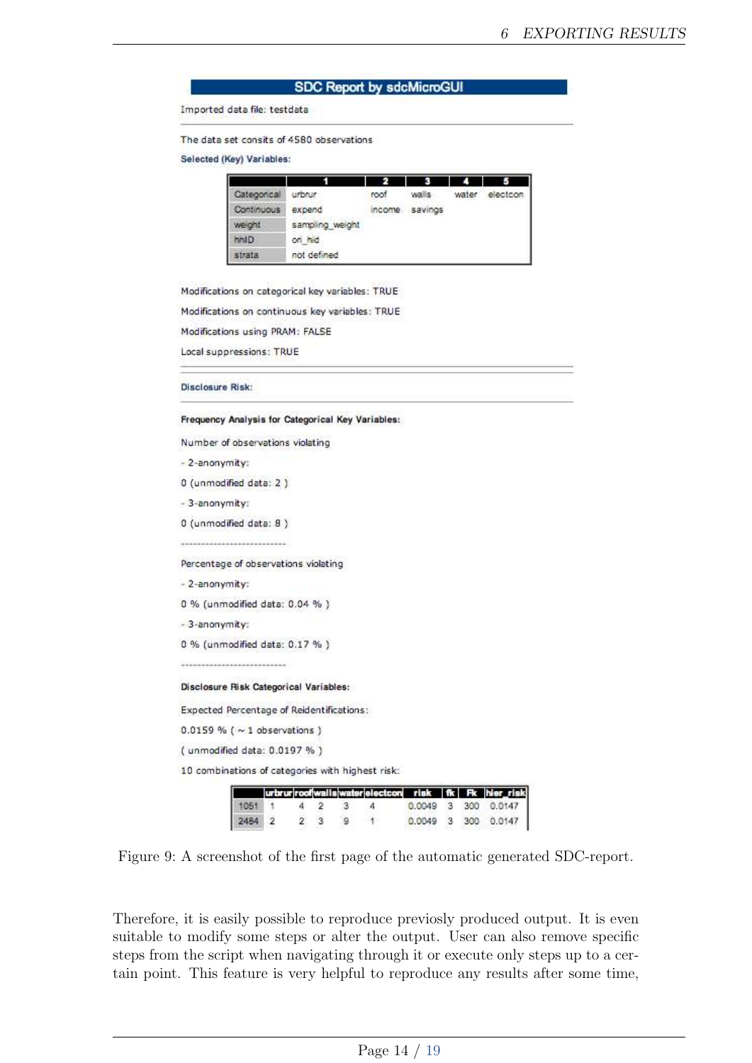**SDC Report by sdcMicroGUI**

Imported data file: testdata

The data set consits of 4580 observations

**Selected (Key) Variables:**

| | 1 | 2 | 3 | 4 | 5 |
|---|---|---|---|---|---|
| Categorical | urbrur | roof | walls | water | electcon |
| Continuous | expend | income | savings | | |
| weight | sampling_weight | | | | |
| hhID | ori_hid | | | | |
| strata | not defined | | | | |

Modifications on categorical key variables: TRUE

Modifications on continuous key variables: TRUE

Modifications using PRAM: FALSE

Local suppressions: TRUE

**Disclosure Risk:**

**Frequency Analysis for Categorical Key Variables:**

Number of observations violating

- 2-anonymity:

0 (unmodified data: 2 )

- 3-anonymity:

0 (unmodified data: 8 )

---------------------------

Percentage of observations violating

- 2-anonymity:

0 % (unmodified data: 0.04 % )

- 3-anonymity:

0 % (unmodified data: 0.17 % )

---------------------------

**Disclosure Risk Categorical Variables:**

Expected Percentage of Reidentifications:

0.0159 % ( ~ 1 observations )

( unmodified data: 0.0197 % )

10 combinations of categories with highest risk:

| | urbrur | roof | walls | water | electcon | risk | fk | Fk | hier_risk |
|---|---|---|---|---|---|---|---|---|---|
| 1051 | 1 | 4 | 2 | 3 | 4 | 0.0049 | 3 | 300 | 0.0147 |
| 2484 | 2 | 2 | 3 | 9 | 1 | 0.0049 | 3 | 300 | 0.0147 |

Figure 9: A screenshot of the first page of the automatic generated SDC-report.

Therefore, it is easily possible to reproduce previously produced output. It is even suitable to modify some steps or alter the output. User can also remove specific steps from the script when navigating through it or execute only steps up to a certain point. This feature is very helpful to reproduce any results after some time,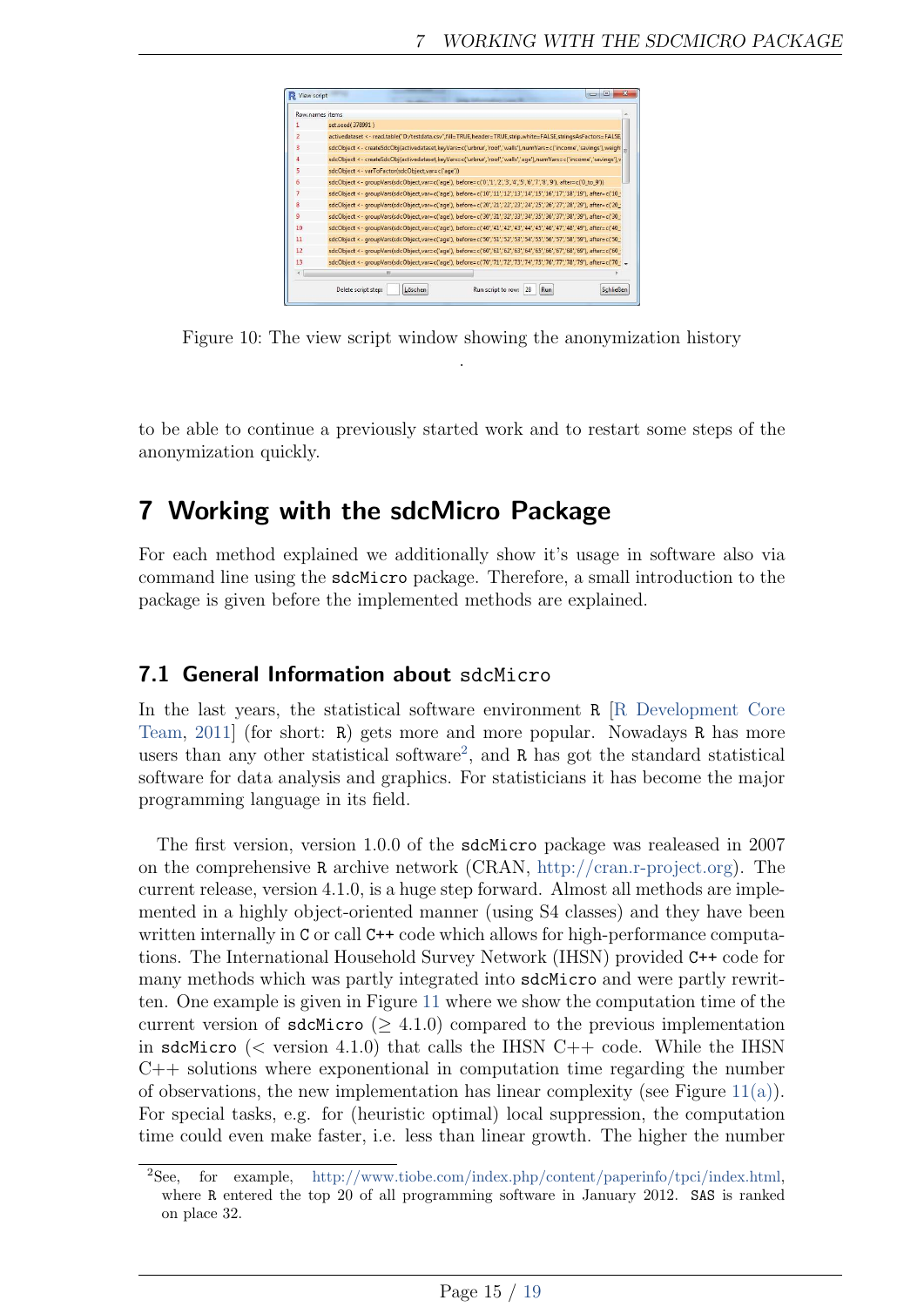Figure 10: The view script window showing the anonymization history

to be able to continue a previously started work and to restart some steps of the anonymization quickly.

# 7 Working with the sdcMicro Package

For each method explained we additionally show it's usage in software also via command line using the sdcMicro package. Therefore, a small introduction to the package is given before the implemented methods are explained.

## 7.1 General Information about sdcMicro

In the last years, the statistical software environment R [R Development Core Team, 2011] (for short: R) gets more and more popular. Nowadays R has more users than any other statistical software[2], and R has got the standard statistical software for data analysis and graphics. For statisticians it has become the major programming language in its field.

The first version, version 1.0.0 of the sdcMicro package was realeased in 2007 on the comprehensive R archive network (CRAN, http://cran.r-project.org). The current release, version 4.1.0, is a huge step forward. Almost all methods are implemented in a highly object-oriented manner (using S4 classes) and they have been written internally in C or call C++ code which allows for high-performance computations. The International Household Survey Network (IHSN) provided C++ code for many methods which was partly integrated into sdcMicro and were partly rewritten. One example is given in Figure 11 where we show the computation time of the current version of sdcMicro ($\geq$ 4.1.0) compared to the previous implementation in sdcMicro ($<$ version 4.1.0) that calls the IHSN C++ code. While the IHSN C++ solutions where exponentional in computation time regarding the number of observations, the new implementation has linear complexity (see Figure 11(a)). For special tasks, e.g. for (heuristic optimal) local suppression, the computation time could even make faster, i.e. less than linear growth. The higher the number

[2] See, for example, http://www.tiobe.com/index.php/content/paperinfo/tpci/index.html, where R entered the top 20 of all programming software in January 2012. SAS is ranked on place 32.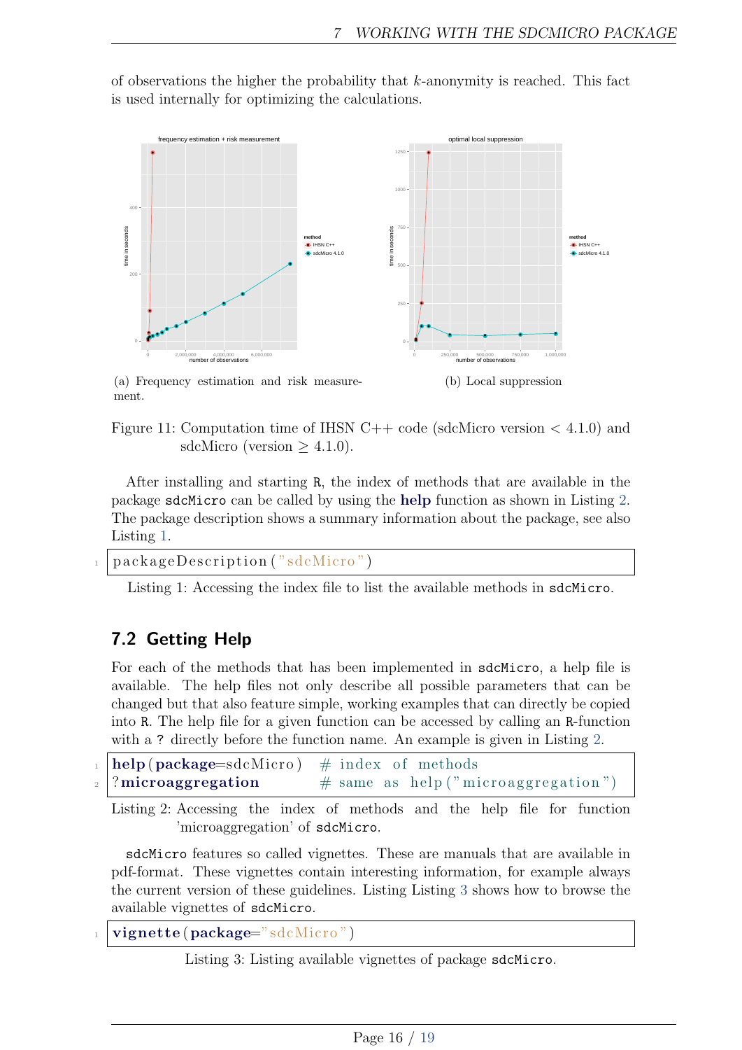of observations the higher the probability that $k$-anonymity is reached. This fact is used internally for optimizing the calculations.

(a) Frequency estimation and risk measurement.

(b) Local suppression

Figure 11: Computation time of IHSN C++ code (sdcMicro version < 4.1.0) and sdcMicro (version ≥ 4.1.0).

After installing and starting R, the index of methods that are available in the package sdcMicro can be called by using the **help** function as shown in Listing 2. The package description shows a summary information about the package, see also Listing 1.

```
packageDescription("sdcMicro")
```

Listing 1: Accessing the index file to list the available methods in sdcMicro.

## 7.2 Getting Help

For each of the methods that has been implemented in sdcMicro, a help file is available. The help files not only describe all possible parameters that can be changed but that also feature simple, working examples that can directly be copied into R. The help file for a given function can be accessed by calling an R-function with a ? directly before the function name. An example is given in Listing 2.

```
help(package=sdcMicro)  # index of methods
?microaggregation       # same as help("microaggregation")
```

Listing 2: Accessing the index of methods and the help file for function 'microaggregation' of sdcMicro.

sdcMicro features so called vignettes. These are manuals that are available in pdf-format. These vignettes contain interesting information, for example always the current version of these guidelines. Listing Listing 3 shows how to browse the available vignettes of sdcMicro.

```
vignette(package="sdcMicro")
```

Listing 3: Listing available vignettes of package sdcMicro.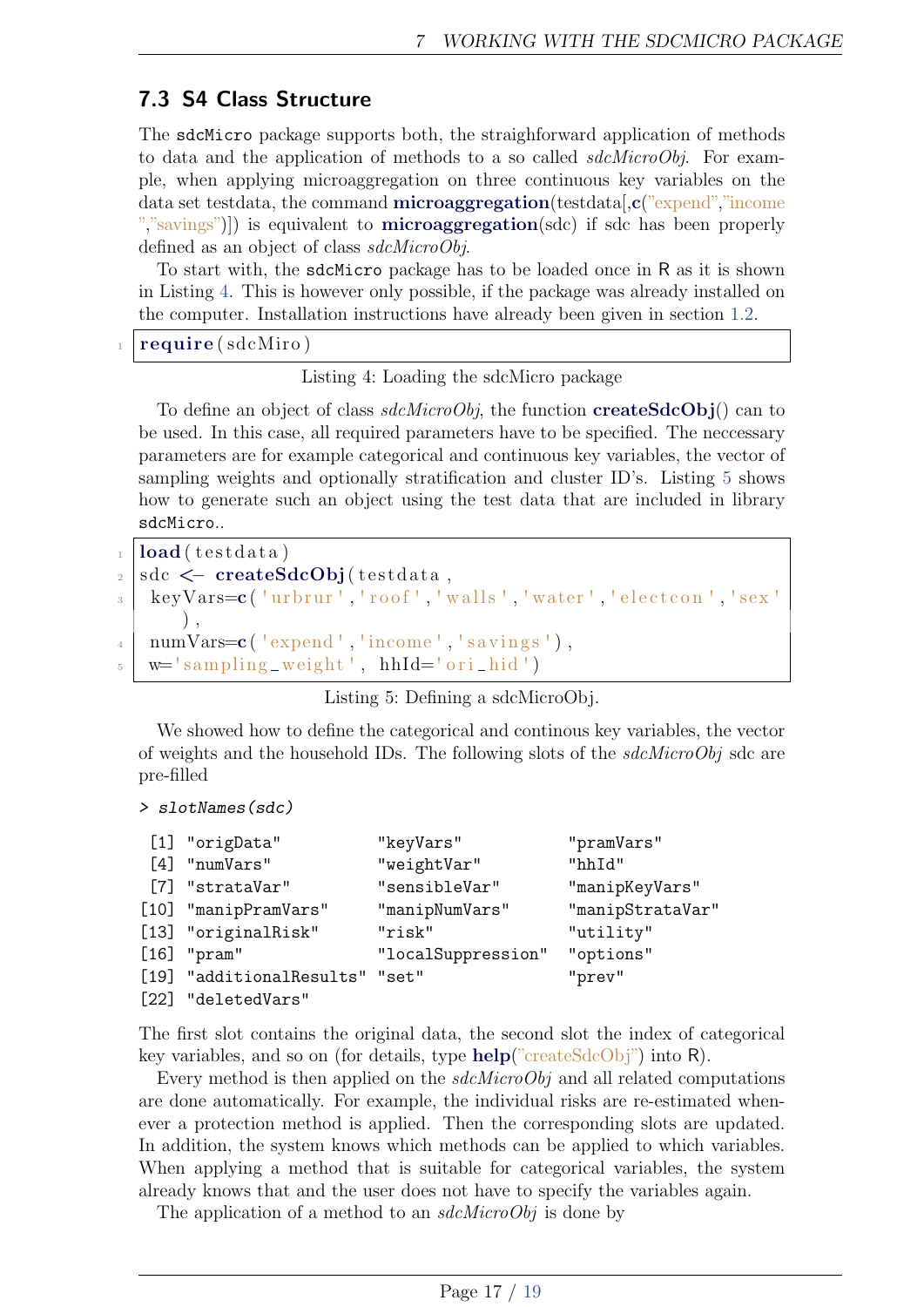## 7.3 S4 Class Structure

The `sdcMicro` package supports both, the straighforward application of methods to data and the application of methods to a so called *sdcMicroObj*. For example, when applying microaggregation on three continuous key variables on the data set testdata, the command **microaggregation**(testdata[,**c**("expend","income","savings")]) is equivalent to **microaggregation**(sdc) if sdc has been properly defined as an object of class *sdcMicroObj*.

To start with, the `sdcMicro` package has to be loaded once in R as it is shown in Listing 4. This is however only possible, if the package was already installed on the computer. Installation instructions have already been given in section 1.2.

```
require(sdcMiro)
```

Listing 4: Loading the sdcMicro package

To define an object of class *sdcMicroObj*, the function **createSdcObj**() can to be used. In this case, all required parameters have to be specified. The neccessary parameters are for example categorical and continuous key variables, the vector of sampling weights and optionally stratification and cluster ID's. Listing 5 shows how to generate such an object using the test data that are included in library `sdcMicro`..

```
load(testdata)
sdc <- createSdcObj(testdata,
 keyVars=c('urbrur','roof','walls','water','electcon','sex'
    ),
 numVars=c('expend','income','savings'),
 w='sampling_weight', hhId='ori_hid')
```

Listing 5: Defining a sdcMicroObj.

We showed how to define the categorical and continous key variables, the vector of weights and the household IDs. The following slots of the *sdcMicroObj* sdc are pre-filled

```
> slotNames(sdc)

 [1] "origData"          "keyVars"           "pramVars"
 [4] "numVars"           "weightVar"         "hhId"
 [7] "strataVar"         "sensibleVar"       "manipKeyVars"
[10] "manipPramVars"     "manipNumVars"      "manipStrataVar"
[13] "originalRisk"      "risk"              "utility"
[16] "pram"              "localSuppression"  "options"
[19] "additionalResults" "set"               "prev"
[22] "deletedVars"
```

The first slot contains the original data, the second slot the index of categorical key variables, and so on (for details, type **help**("createSdcObj") into R).

Every method is then applied on the *sdcMicroObj* and all related computations are done automatically. For example, the individual risks are re-estimated whenever a protection method is applied. Then the corresponding slots are updated. In addition, the system knows which methods can be applied to which variables. When applying a method that is suitable for categorical variables, the system already knows that and the user does not have to specify the variables again.

The application of a method to an *sdcMicroObj* is done by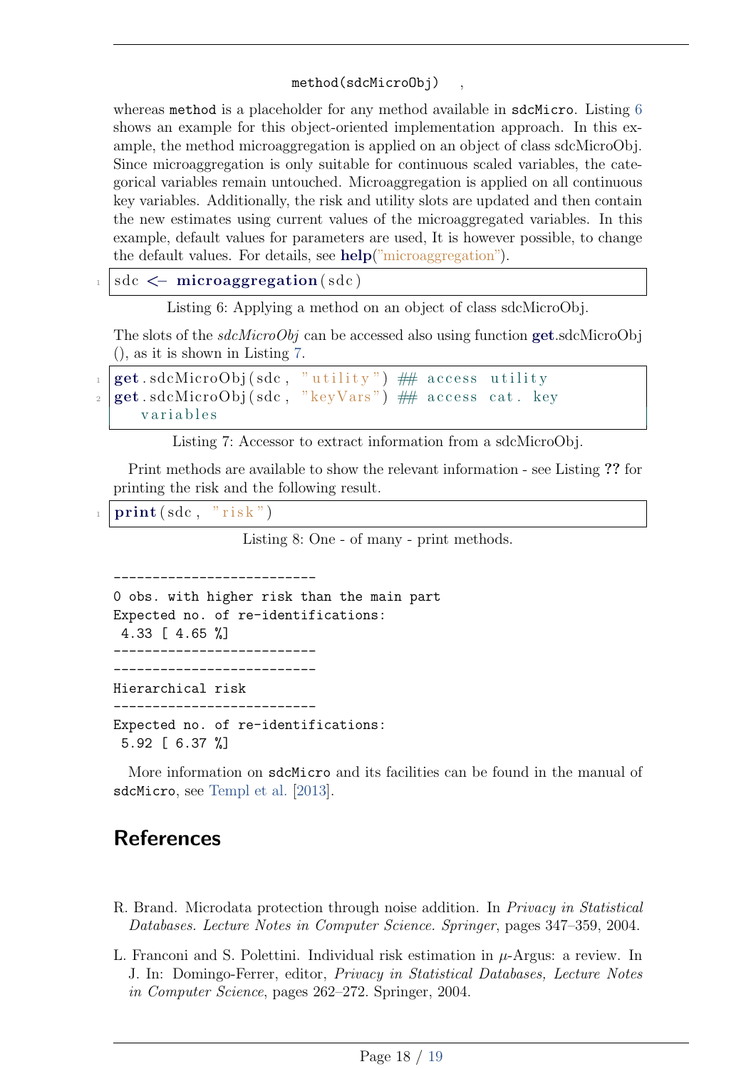```
method(sdcMicroObj)   ,
```

whereas `method` is a placeholder for any method available in `sdcMicro`. Listing 6 shows an example for this object-oriented implementation approach. In this example, the method microaggregation is applied on an object of class sdcMicroObj. Since microaggregation is only suitable for continuous scaled variables, the categorical variables remain untouched. Microaggregation is applied on all continuous key variables. Additionally, the risk and utility slots are updated and then contain the new estimates using current values of the microaggregated variables. In this example, default values for parameters are used, It is however possible, to change the default values. For details, see **help**("microaggregation").

```
sdc <- microaggregation(sdc)
```

Listing 6: Applying a method on an object of class sdcMicroObj.

The slots of the *sdcMicroObj* can be accessed also using function **get**.sdcMicroObj (), as it is shown in Listing 7.

```
get.sdcMicroObj(sdc, "utility") ## access utility
get.sdcMicroObj(sdc, "keyVars") ## access cat. key
    variables
```

Listing 7: Accessor to extract information from a sdcMicroObj.

Print methods are available to show the relevant information - see Listing ?? for printing the risk and the following result.

```
print(sdc, "risk")
```

Listing 8: One - of many - print methods.

```
--------------------------
0 obs. with higher risk than the main part
Expected no. of re-identifications:
 4.33 [ 4.65 %]
--------------------------
--------------------------
Hierarchical risk
--------------------------
Expected no. of re-identifications:
 5.92 [ 6.37 %]
```

More information on `sdcMicro` and its facilities can be found in the manual of `sdcMicro`, see Templ et al. [2013].

## References

R. Brand. Microdata protection through noise addition. In *Privacy in Statistical Databases. Lecture Notes in Computer Science. Springer*, pages 347–359, 2004.

L. Franconi and S. Polettini. Individual risk estimation in $\mu$-Argus: a review. In J. In: Domingo-Ferrer, editor, *Privacy in Statistical Databases, Lecture Notes in Computer Science*, pages 262–272. Springer, 2004.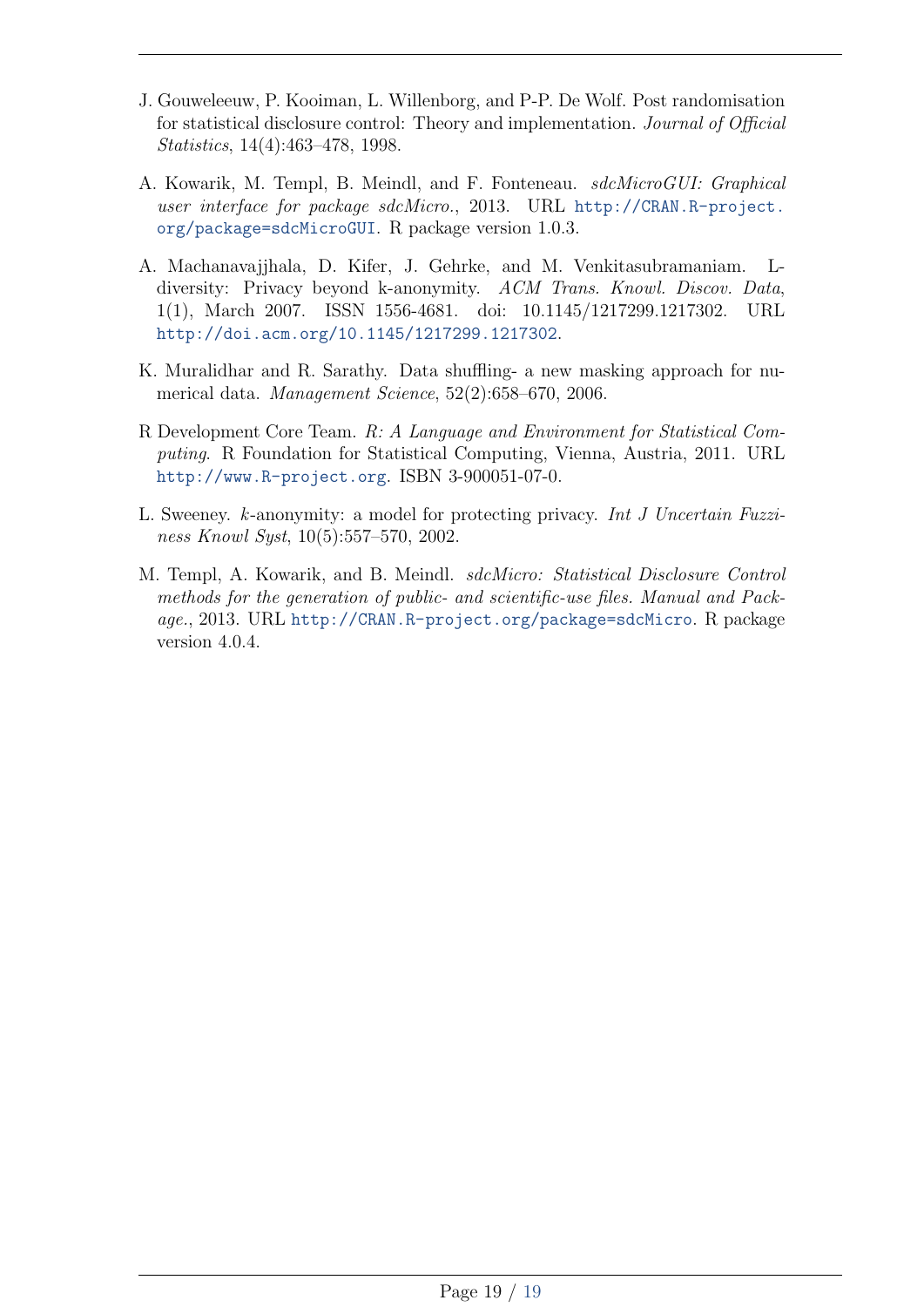J. Gouweleeuw, P. Kooiman, L. Willenborg, and P-P. De Wolf. Post randomisation for statistical disclosure control: Theory and implementation. *Journal of Official Statistics*, 14(4):463–478, 1998.

A. Kowarik, M. Templ, B. Meindl, and F. Fonteneau. *sdcMicroGUI: Graphical user interface for package sdcMicro.*, 2013. URL http://CRAN.R-project.org/package=sdcMicroGUI. R package version 1.0.3.

A. Machanavajjhala, D. Kifer, J. Gehrke, and M. Venkitasubramaniam. L-diversity: Privacy beyond k-anonymity. *ACM Trans. Knowl. Discov. Data*, 1(1), March 2007. ISSN 1556-4681. doi: 10.1145/1217299.1217302. URL http://doi.acm.org/10.1145/1217299.1217302.

K. Muralidhar and R. Sarathy. Data shuffling- a new masking approach for numerical data. *Management Science*, 52(2):658–670, 2006.

R Development Core Team. *R: A Language and Environment for Statistical Computing*. R Foundation for Statistical Computing, Vienna, Austria, 2011. URL http://www.R-project.org. ISBN 3-900051-07-0.

L. Sweeney. *k*-anonymity: a model for protecting privacy. *Int J Uncertain Fuzziness Knowl Syst*, 10(5):557–570, 2002.

M. Templ, A. Kowarik, and B. Meindl. *sdcMicro: Statistical Disclosure Control methods for the generation of public- and scientific-use files. Manual and Package.*, 2013. URL http://CRAN.R-project.org/package=sdcMicro. R package version 4.0.4.